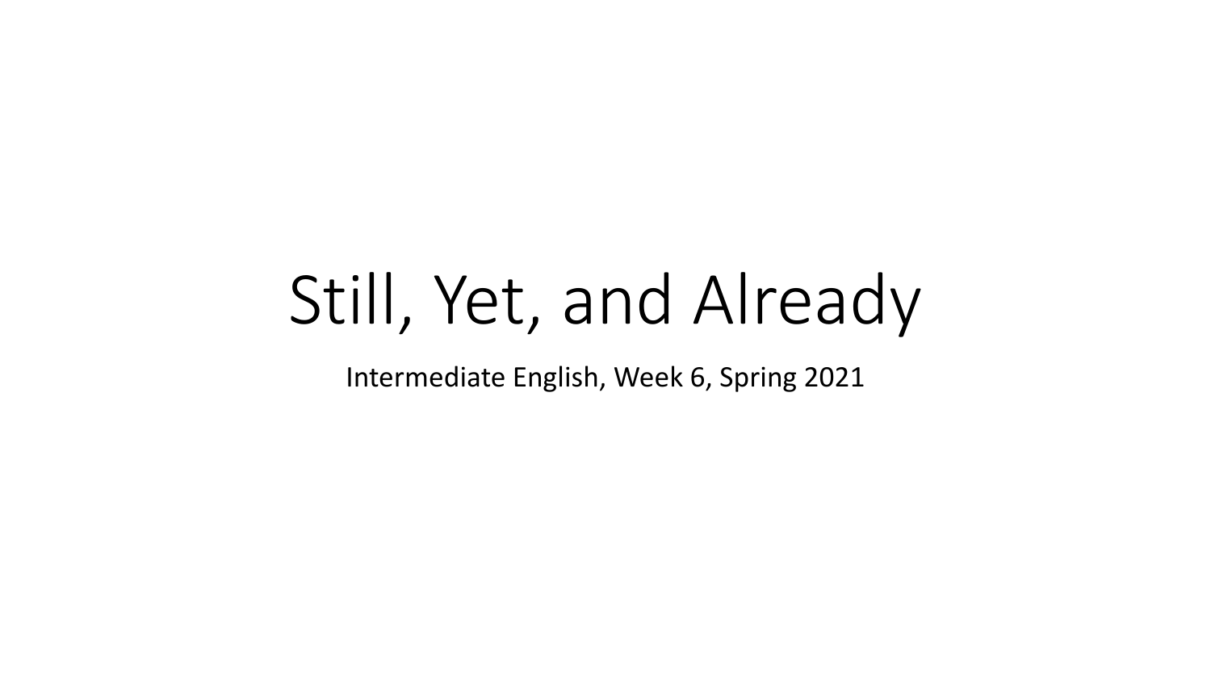# Still, Yet, and Already

Intermediate English, Week 6, Spring 2021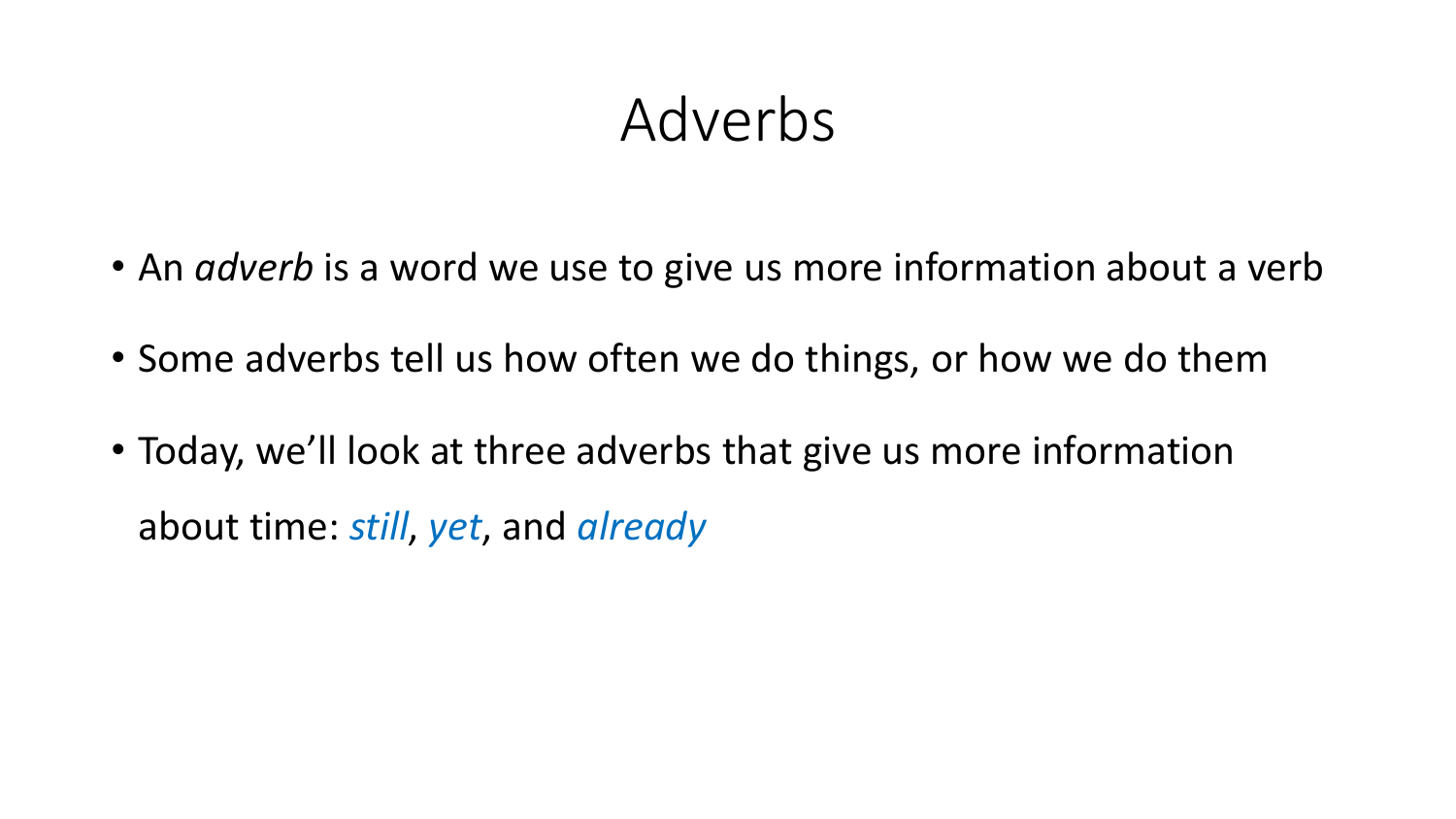# Adverbs

- An *adverb* is a word we use to give us more information about a verb
- Some adverbs tell us how often we do things, or how we do them
- Today, we'll look at three adverbs that give us more information about time: *still*, *yet*, and *already*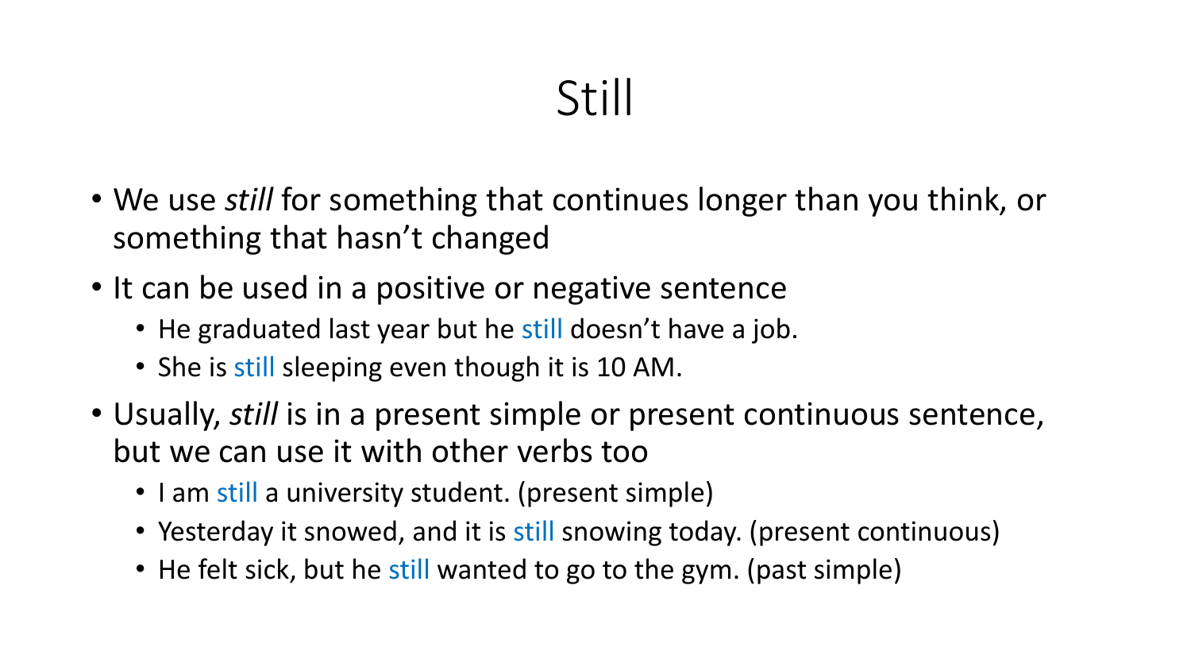# Still

- We use *still* for something that continues longer than you think, or something that hasn't changed
- It can be used in a positive or negative sentence
  - He graduated last year but he still doesn't have a job.
  - She is still sleeping even though it is 10 AM.
- Usually, *still* is in a present simple or present continuous sentence, but we can use it with other verbs too
  - I am still a university student. (present simple)
  - Yesterday it snowed, and it is still snowing today. (present continuous)
  - He felt sick, but he still wanted to go to the gym. (past simple)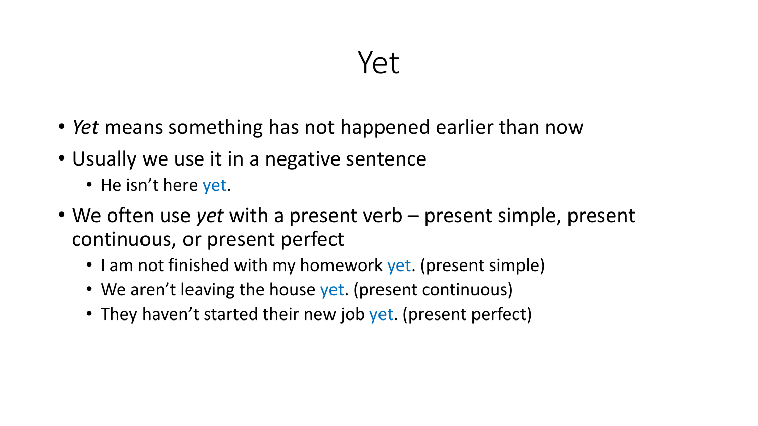# Yet

- *Yet* means something has not happened earlier than now
- Usually we use it in a negative sentence
  - He isn’t here yet.
- We often use *yet* with a present verb – present simple, present continuous, or present perfect
  - I am not finished with my homework yet. (present simple)
  - We aren’t leaving the house yet. (present continuous)
  - They haven’t started their new job yet. (present perfect)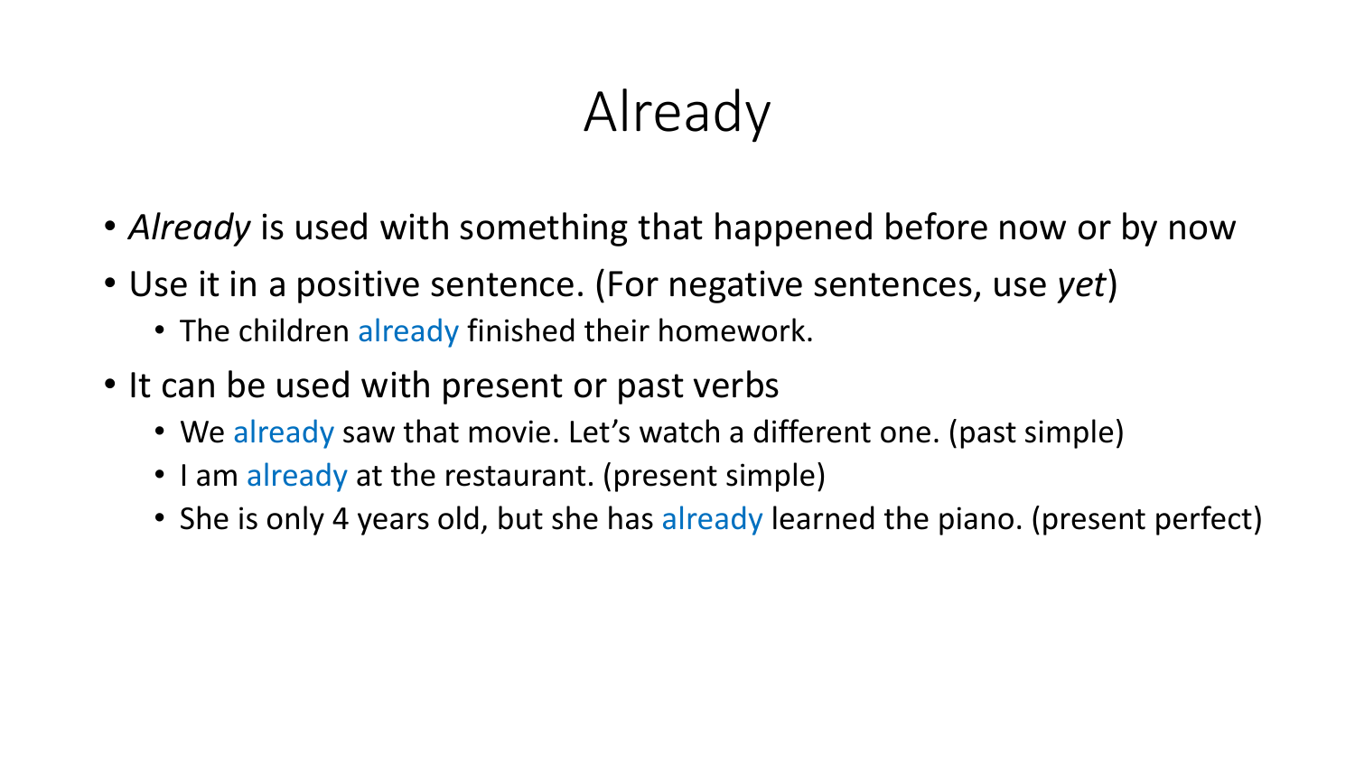# Already

- *Already* is used with something that happened before now or by now
- Use it in a positive sentence. (For negative sentences, use *yet*)
  - The children already finished their homework.
- It can be used with present or past verbs
  - We already saw that movie. Let's watch a different one. (past simple)
  - I am already at the restaurant. (present simple)
  - She is only 4 years old, but she has already learned the piano. (present perfect)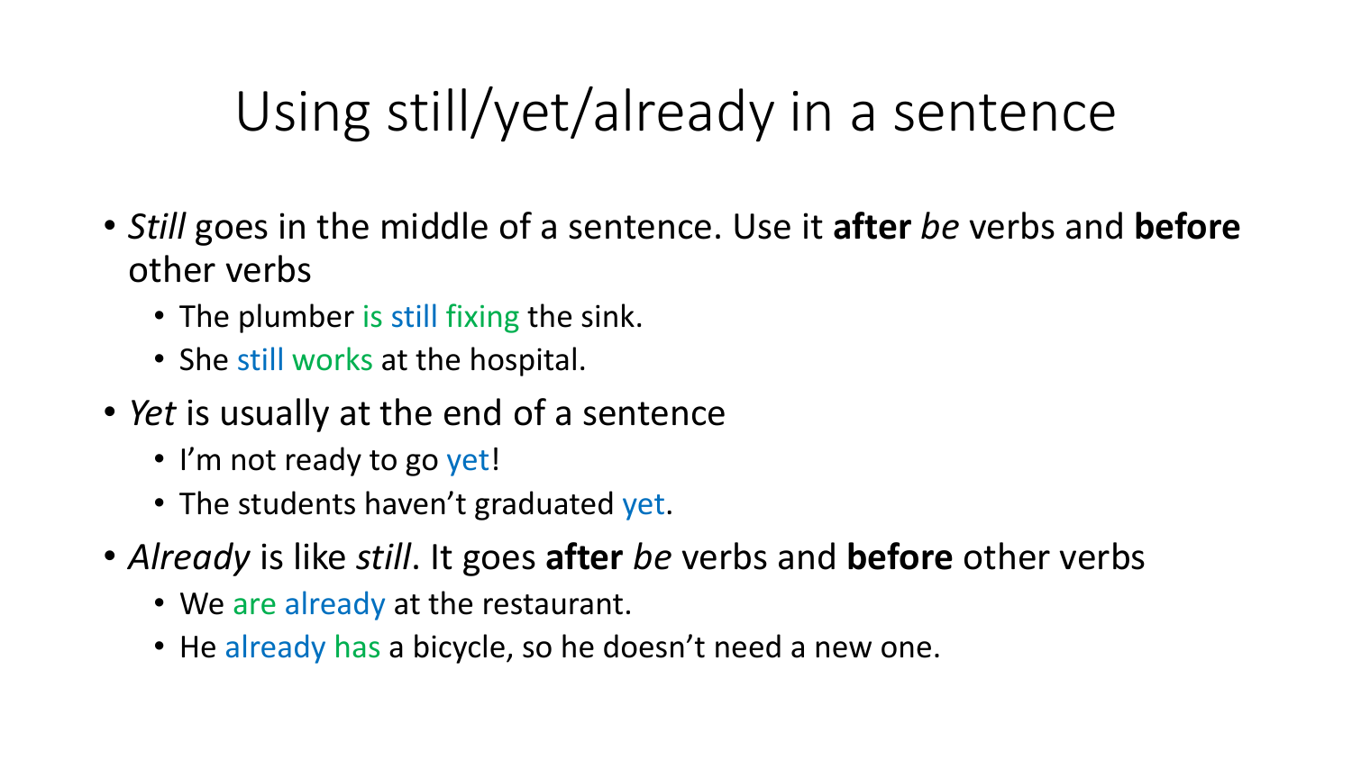# Using still/yet/already in a sentence

- *Still* goes in the middle of a sentence. Use it **after** *be* verbs and **before** other verbs
  - The plumber is still fixing the sink.
  - She still works at the hospital.
- *Yet* is usually at the end of a sentence
  - I'm not ready to go yet!
  - The students haven't graduated yet.
- *Already* is like *still*. It goes **after** *be* verbs and **before** other verbs
  - We are already at the restaurant.
  - He already has a bicycle, so he doesn't need a new one.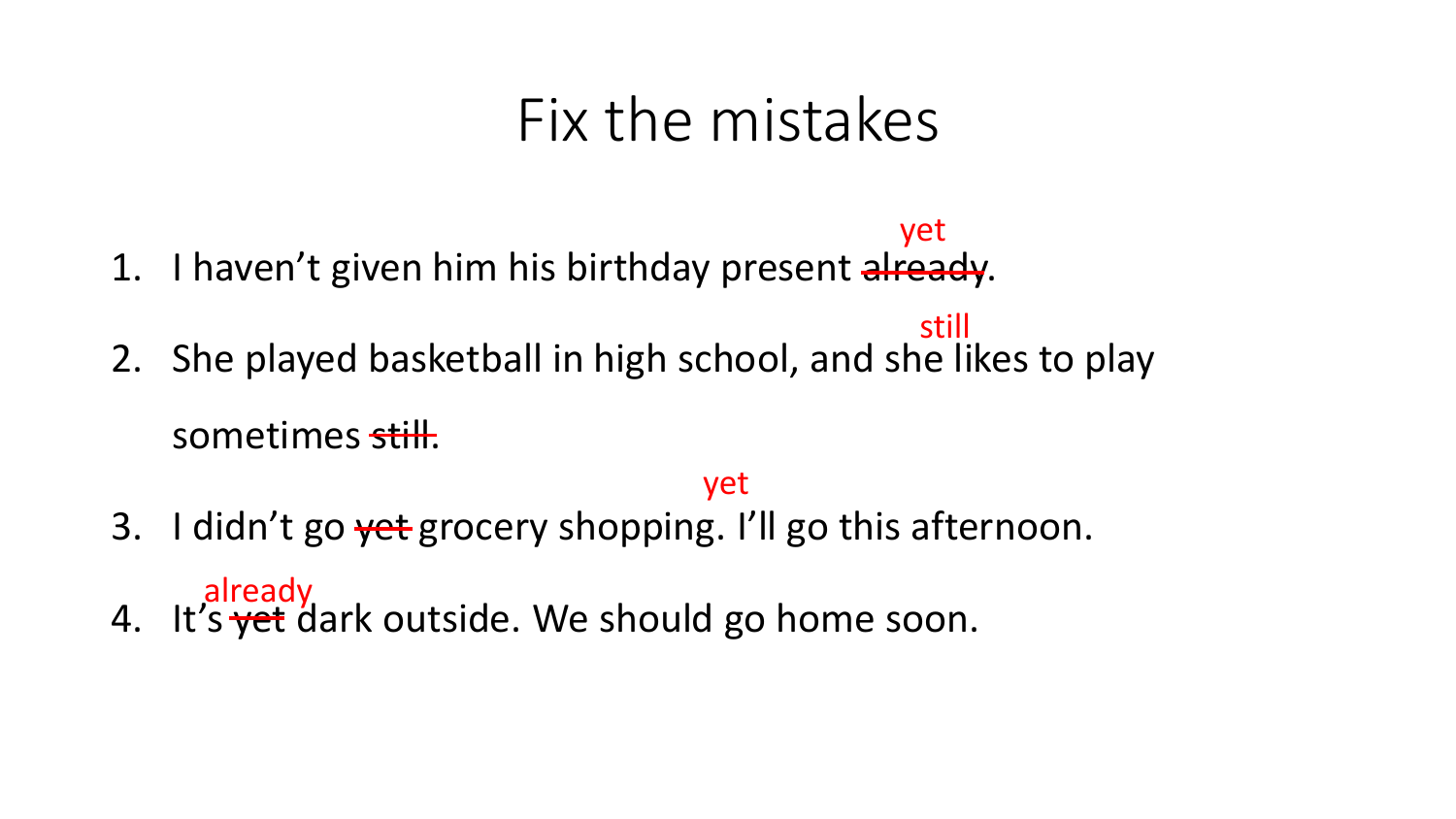# Fix the mistakes

1. I haven't given him his birthday present ~~already~~ yet.
2. She played basketball in high school, and she still likes to play sometimes ~~still~~.
3. I didn't go ~~yet~~ grocery shopping yet. I'll go this afternoon.
4. It's ~~yet~~ already dark outside. We should go home soon.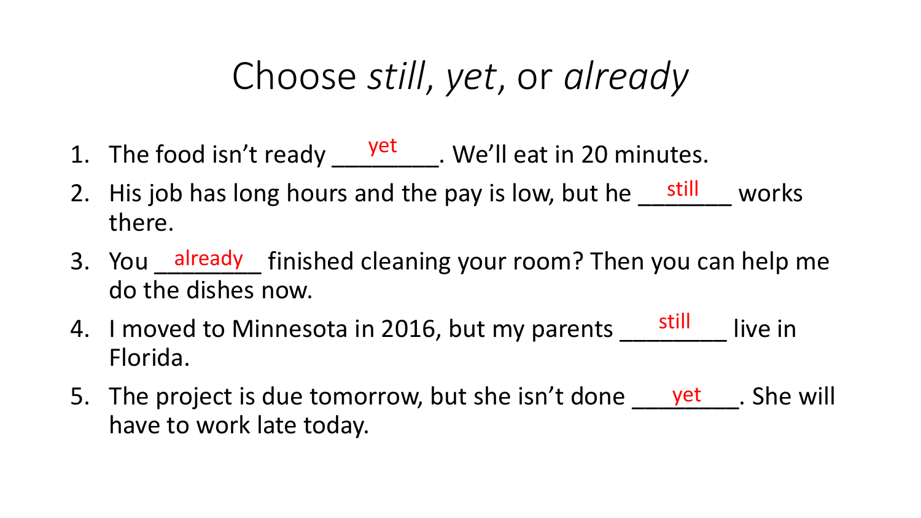# Choose *still*, *yet*, or *already*

1. The food isn't ready ___yet___. We'll eat in 20 minutes.
2. His job has long hours and the pay is low, but he ___still___ works there.
3. You ___already___ finished cleaning your room? Then you can help me do the dishes now.
4. I moved to Minnesota in 2016, but my parents ___still___ live in Florida.
5. The project is due tomorrow, but she isn't done ___yet___. She will have to work late today.